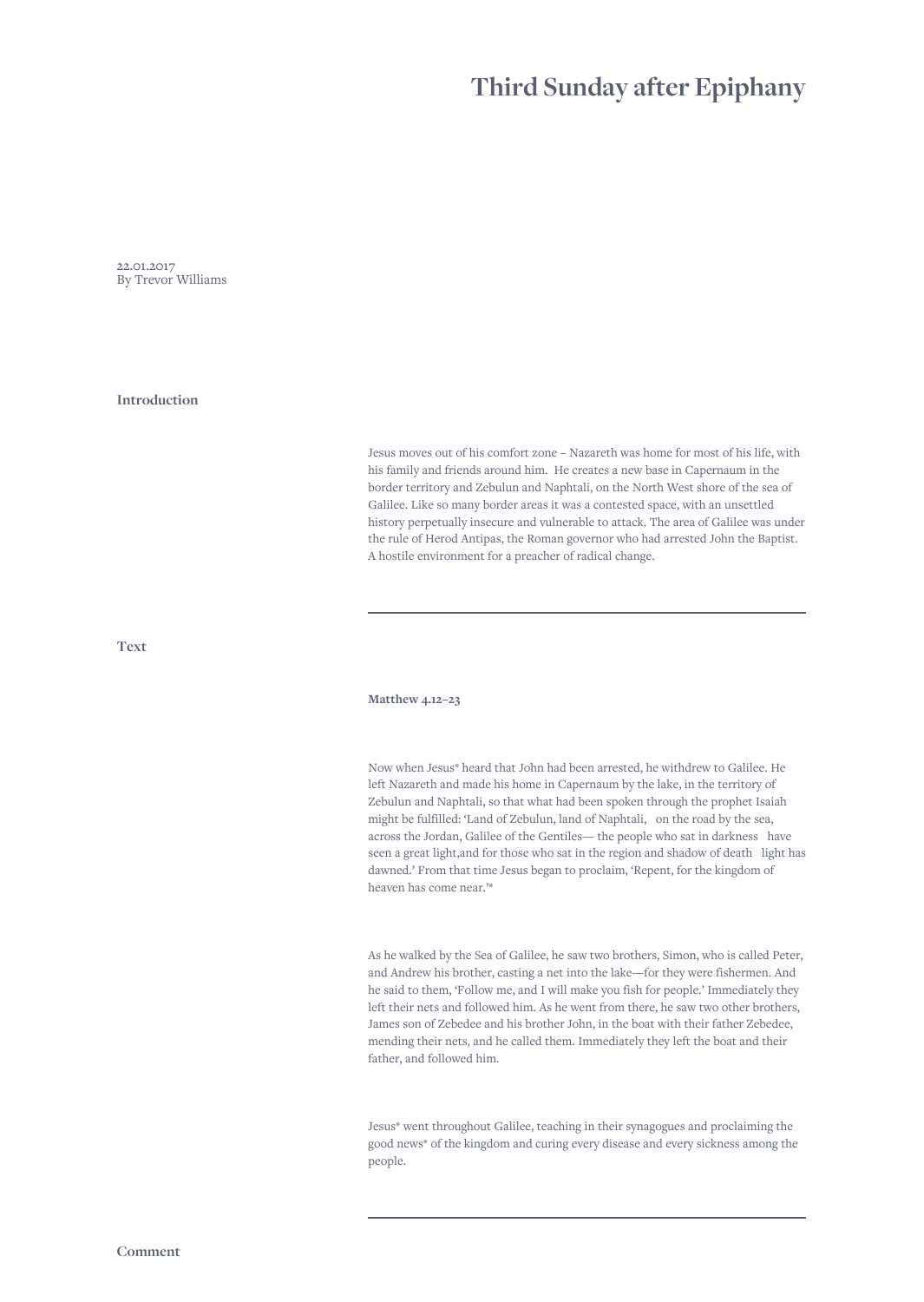# Third Sunday after Epiphany

22.01.2017
By Trevor Williams

## Introduction

Jesus moves out of his comfort zone – Nazareth was home for most of his life, with his family and friends around him.  He creates a new base in Capernaum in the border territory and Zebulun and Naphtali, on the North West shore of the sea of Galilee. Like so many border areas it was a contested space, with an unsettled history perpetually insecure and vulnerable to attack. The area of Galilee was under the rule of Herod Antipas, the Roman governor who had arrested John the Baptist. A hostile environment for a preacher of radical change.

---

## Text

**Matthew 4.12–23**

Now when Jesus* heard that John had been arrested, he withdrew to Galilee. He left Nazareth and made his home in Capernaum by the lake, in the territory of Zebulun and Naphtali, so that what had been spoken through the prophet Isaiah might be fulfilled: 'Land of Zebulun, land of Naphtali,   on the road by the sea, across the Jordan, Galilee of the Gentiles— the people who sat in darkness   have seen a great light,and for those who sat in the region and shadow of death   light has dawned.' From that time Jesus began to proclaim, 'Repent, for the kingdom of heaven has come near.'*

As he walked by the Sea of Galilee, he saw two brothers, Simon, who is called Peter, and Andrew his brother, casting a net into the lake—for they were fishermen. And he said to them, 'Follow me, and I will make you fish for people.' Immediately they left their nets and followed him. As he went from there, he saw two other brothers, James son of Zebedee and his brother John, in the boat with their father Zebedee, mending their nets, and he called them. Immediately they left the boat and their father, and followed him.

Jesus* went throughout Galilee, teaching in their synagogues and proclaiming the good news* of the kingdom and curing every disease and every sickness among the people.

---

## Comment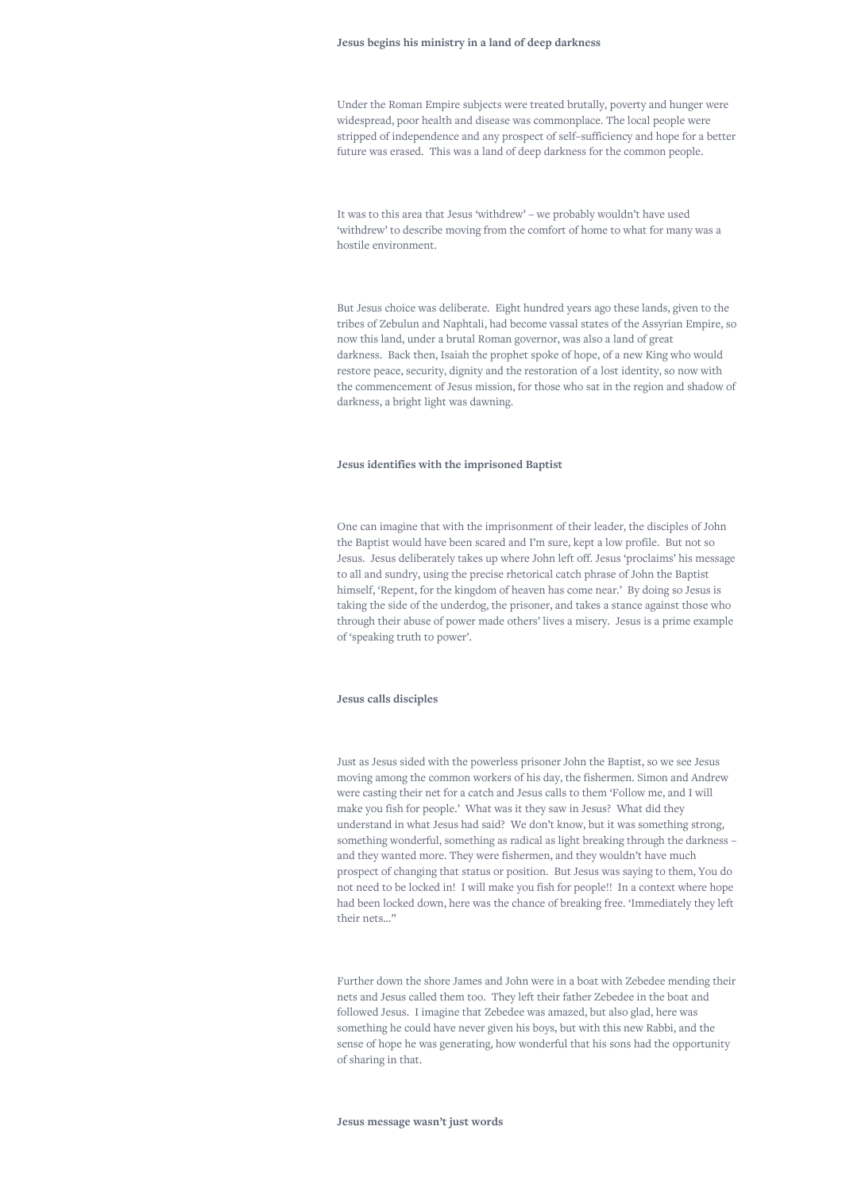**Jesus begins his ministry in a land of deep darkness**

Under the Roman Empire subjects were treated brutally, poverty and hunger were widespread, poor health and disease was commonplace. The local people were stripped of independence and any prospect of self-sufficiency and hope for a better future was erased.  This was a land of deep darkness for the common people.

It was to this area that Jesus 'withdrew' – we probably wouldn't have used 'withdrew' to describe moving from the comfort of home to what for many was a hostile environment.

But Jesus choice was deliberate.  Eight hundred years ago these lands, given to the tribes of Zebulun and Naphtali, had become vassal states of the Assyrian Empire, so now this land, under a brutal Roman governor, was also a land of great darkness.  Back then, Isaiah the prophet spoke of hope, of a new King who would restore peace, security, dignity and the restoration of a lost identity, so now with the commencement of Jesus mission, for those who sat in the region and shadow of darkness, a bright light was dawning.

**Jesus identifies with the imprisoned Baptist**

One can imagine that with the imprisonment of their leader, the disciples of John the Baptist would have been scared and I'm sure, kept a low profile.  But not so Jesus.  Jesus deliberately takes up where John left off. Jesus 'proclaims' his message to all and sundry, using the precise rhetorical catch phrase of John the Baptist himself, 'Repent, for the kingdom of heaven has come near.'  By doing so Jesus is taking the side of the underdog, the prisoner, and takes a stance against those who through their abuse of power made others' lives a misery.  Jesus is a prime example of 'speaking truth to power'.

**Jesus calls disciples**

Just as Jesus sided with the powerless prisoner John the Baptist, so we see Jesus moving among the common workers of his day, the fishermen. Simon and Andrew were casting their net for a catch and Jesus calls to them 'Follow me, and I will make you fish for people.'  What was it they saw in Jesus?  What did they understand in what Jesus had said?  We don't know, but it was something strong, something wonderful, something as radical as light breaking through the darkness – and they wanted more. They were fishermen, and they wouldn't have much prospect of changing that status or position.  But Jesus was saying to them, You do not need to be locked in!  I will make you fish for people!!  In a context where hope had been locked down, here was the chance of breaking free. 'Immediately they left their nets…"

Further down the shore James and John were in a boat with Zebedee mending their nets and Jesus called them too.  They left their father Zebedee in the boat and followed Jesus.  I imagine that Zebedee was amazed, but also glad, here was something he could have never given his boys, but with this new Rabbi, and the sense of hope he was generating, how wonderful that his sons had the opportunity of sharing in that.

**Jesus message wasn't just words**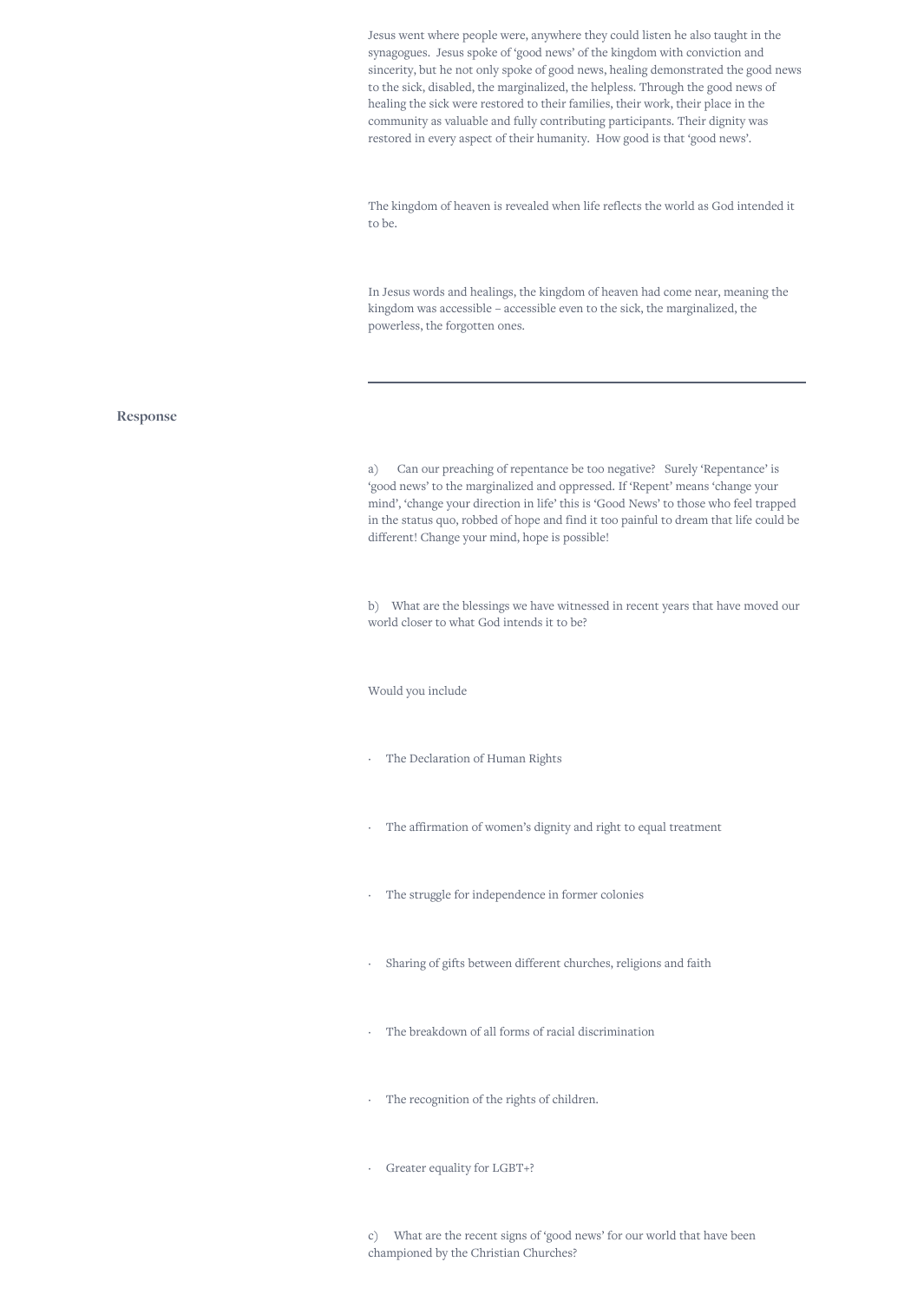Jesus went where people were, anywhere they could listen he also taught in the synagogues. Jesus spoke of 'good news' of the kingdom with conviction and sincerity, but he not only spoke of good news, healing demonstrated the good news to the sick, disabled, the marginalized, the helpless. Through the good news of healing the sick were restored to their families, their work, their place in the community as valuable and fully contributing participants. Their dignity was restored in every aspect of their humanity. How good is that 'good news'.

The kingdom of heaven is revealed when life reflects the world as God intended it to be.

In Jesus words and healings, the kingdom of heaven had come near, meaning the kingdom was accessible – accessible even to the sick, the marginalized, the powerless, the forgotten ones.

---

## Response

a) Can our preaching of repentance be too negative? Surely 'Repentance' is 'good news' to the marginalized and oppressed. If 'Repent' means 'change your mind', 'change your direction in life' this is 'Good News' to those who feel trapped in the status quo, robbed of hope and find it too painful to dream that life could be different! Change your mind, hope is possible!

b) What are the blessings we have witnessed in recent years that have moved our world closer to what God intends it to be?

Would you include

- The Declaration of Human Rights
- The affirmation of women's dignity and right to equal treatment
- The struggle for independence in former colonies
- Sharing of gifts between different churches, religions and faith
- The breakdown of all forms of racial discrimination
- The recognition of the rights of children.
- Greater equality for LGBT+?

c) What are the recent signs of 'good news' for our world that have been championed by the Christian Churches?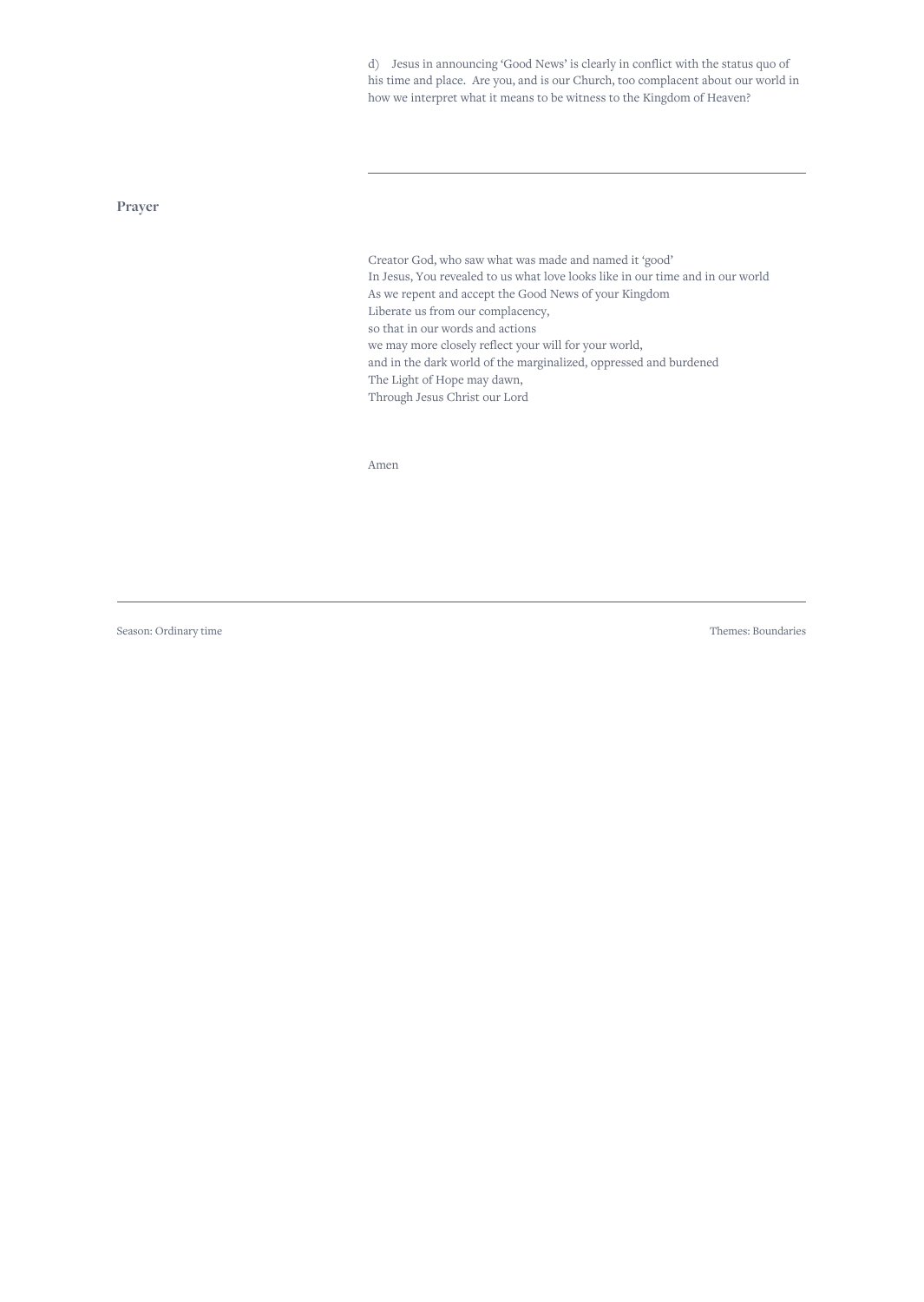d) Jesus in announcing 'Good News' is clearly in conflict with the status quo of his time and place. Are you, and is our Church, too complacent about our world in how we interpret what it means to be witness to the Kingdom of Heaven?

---

## Prayer

Creator God, who saw what was made and named it 'good'  
In Jesus, You revealed to us what love looks like in our time and in our world  
As we repent and accept the Good News of your Kingdom  
Liberate us from our complacency,  
so that in our words and actions  
we may more closely reflect your will for your world,  
and in the dark world of the marginalized, oppressed and burdened  
The Light of Hope may dawn,  
Through Jesus Christ our Lord

Amen

---

Season: Ordinary time

Themes: Boundaries